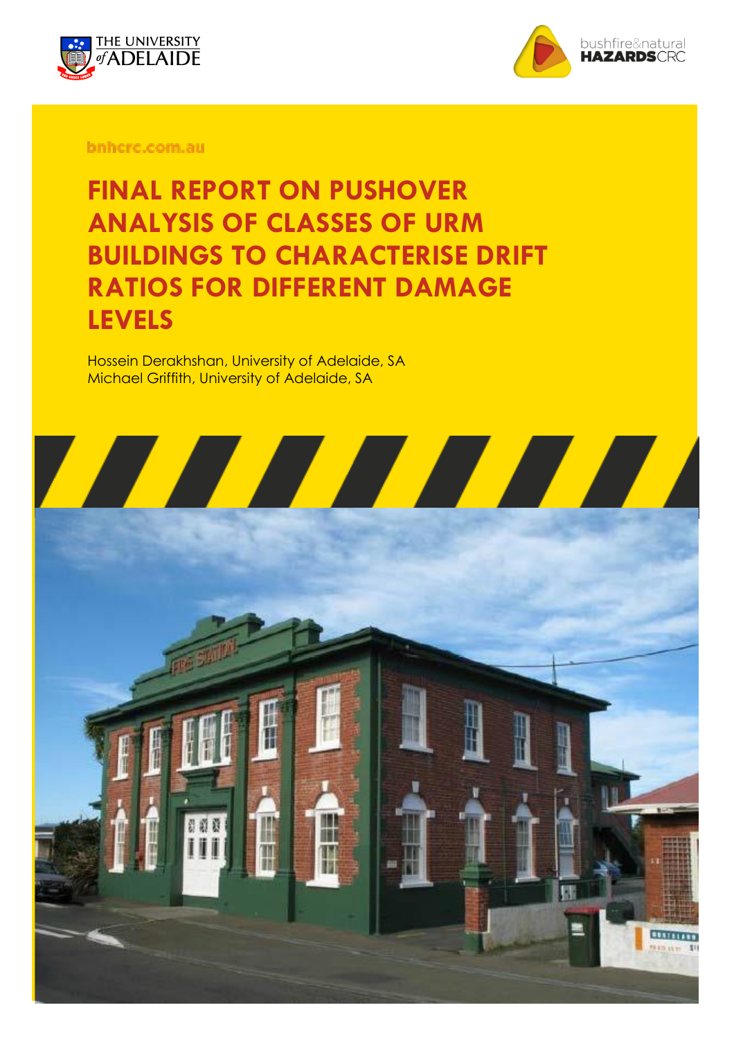bnhcrc.com.au

# FINAL REPORT ON PUSHOVER ANALYSIS OF CLASSES OF URM BUILDINGS TO CHARACTERISE DRIFT RATIOS FOR DIFFERENT DAMAGE LEVELS

Hossein Derakhshan, University of Adelaide, SA
Michael Griffith, University of Adelaide, SA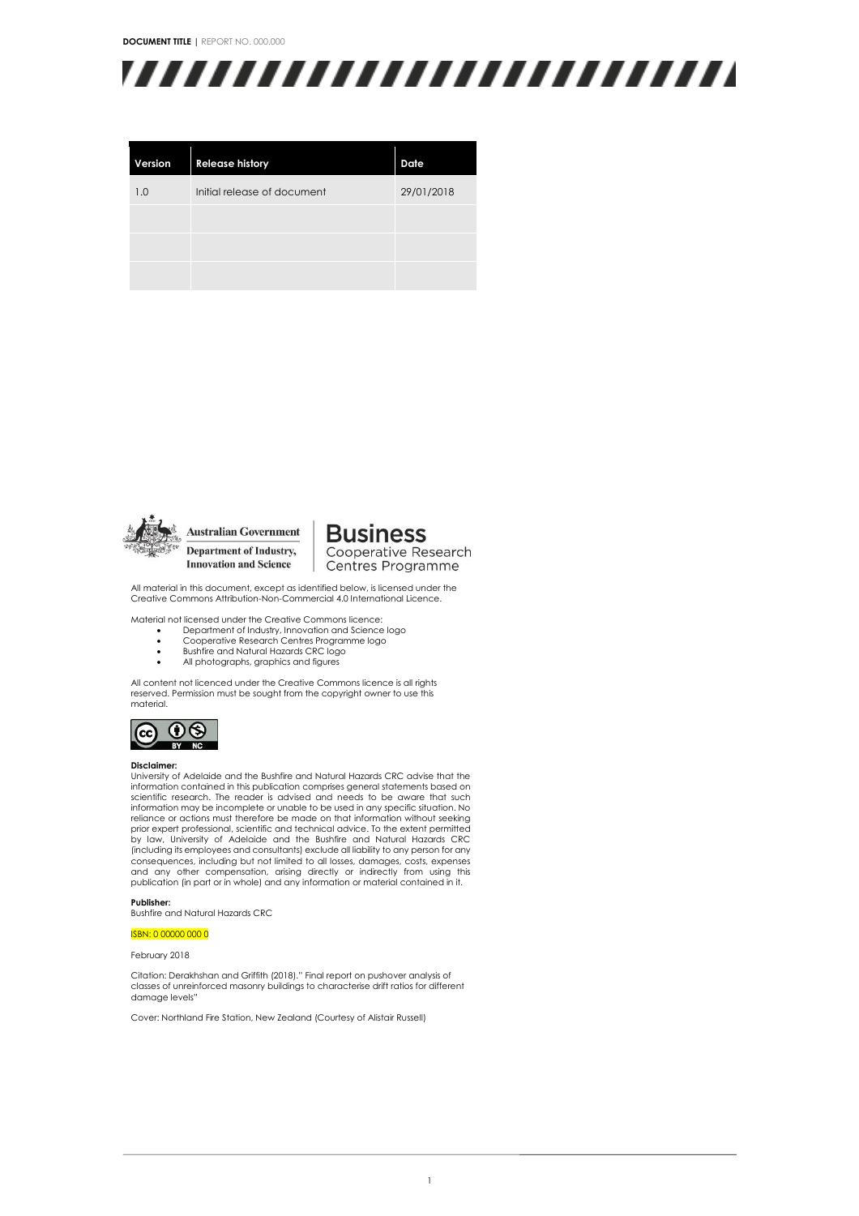| Version | Release history | Date |
|---|---|---|
| 1.0 | Initial release of document | 29/01/2018 |
| | | |
| | | |
| | | |

Australian Government

Department of Industry, Innovation and Science

Business Cooperative Research Centres Programme

All material in this document, except as identified below, is licensed under the Creative Commons Attribution-Non-Commercial 4.0 International Licence.

Material not licensed under the Creative Commons licence:

- Department of Industry, Innovation and Science logo
- Cooperative Research Centres Programme logo
- Bushfire and Natural Hazards CRC logo
- All photographs, graphics and figures

All content not licenced under the Creative Commons licence is all rights reserved. Permission must be sought from the copyright owner to use this material.

**Disclaimer:**
University of Adelaide and the Bushfire and Natural Hazards CRC advise that the information contained in this publication comprises general statements based on scientific research. The reader is advised and needs to be aware that such information may be incomplete or unable to be used in any specific situation. No reliance or actions must therefore be made on that information without seeking prior expert professional, scientific and technical advice. To the extent permitted by law, University of Adelaide and the Bushfire and Natural Hazards CRC (including its employees and consultants) exclude all liability to any person for any consequences, including but not limited to all losses, damages, costs, expenses and any other compensation, arising directly or indirectly from using this publication (in part or in whole) and any information or material contained in it.

**Publisher:**
Bushfire and Natural Hazards CRC

ISBN: 0 00000 000 0

February 2018

Citation: Derakhshan and Griffith (2018)." Final report on pushover analysis of classes of unreinforced masonry buildings to characterise drift ratios for different damage levels"

Cover: Northland Fire Station, New Zealand (Courtesy of Alistair Russell)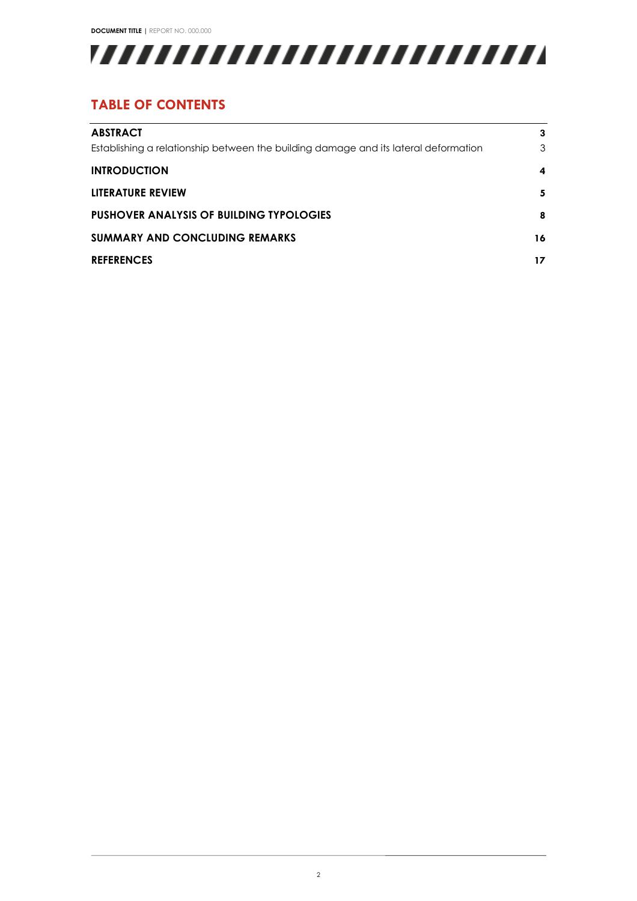## TABLE OF CONTENTS

| | |
|---|---|
| **ABSTRACT** | **3** |
| Establishing a relationship between the building damage and its lateral deformation | 3 |
| **INTRODUCTION** | **4** |
| **LITERATURE REVIEW** | **5** |
| **PUSHOVER ANALYSIS OF BUILDING TYPOLOGIES** | **8** |
| **SUMMARY AND CONCLUDING REMARKS** | **16** |
| **REFERENCES** | **17** |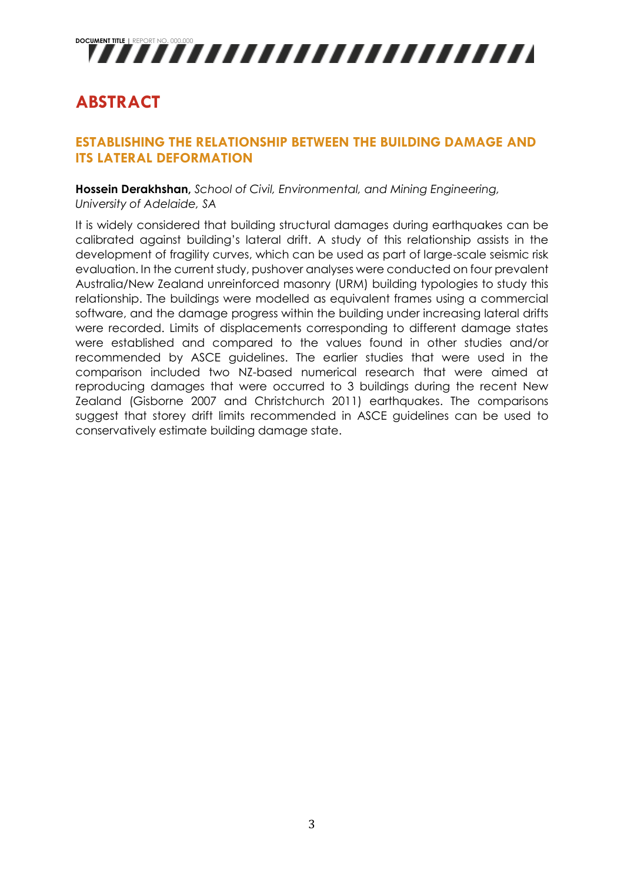# ABSTRACT

## ESTABLISHING THE RELATIONSHIP BETWEEN THE BUILDING DAMAGE AND ITS LATERAL DEFORMATION

**Hossein Derakhshan,** *School of Civil, Environmental, and Mining Engineering, University of Adelaide, SA*

It is widely considered that building structural damages during earthquakes can be calibrated against building's lateral drift. A study of this relationship assists in the development of fragility curves, which can be used as part of large-scale seismic risk evaluation. In the current study, pushover analyses were conducted on four prevalent Australia/New Zealand unreinforced masonry (URM) building typologies to study this relationship. The buildings were modelled as equivalent frames using a commercial software, and the damage progress within the building under increasing lateral drifts were recorded. Limits of displacements corresponding to different damage states were established and compared to the values found in other studies and/or recommended by ASCE guidelines. The earlier studies that were used in the comparison included two NZ-based numerical research that were aimed at reproducing damages that were occurred to 3 buildings during the recent New Zealand (Gisborne 2007 and Christchurch 2011) earthquakes. The comparisons suggest that storey drift limits recommended in ASCE guidelines can be used to conservatively estimate building damage state.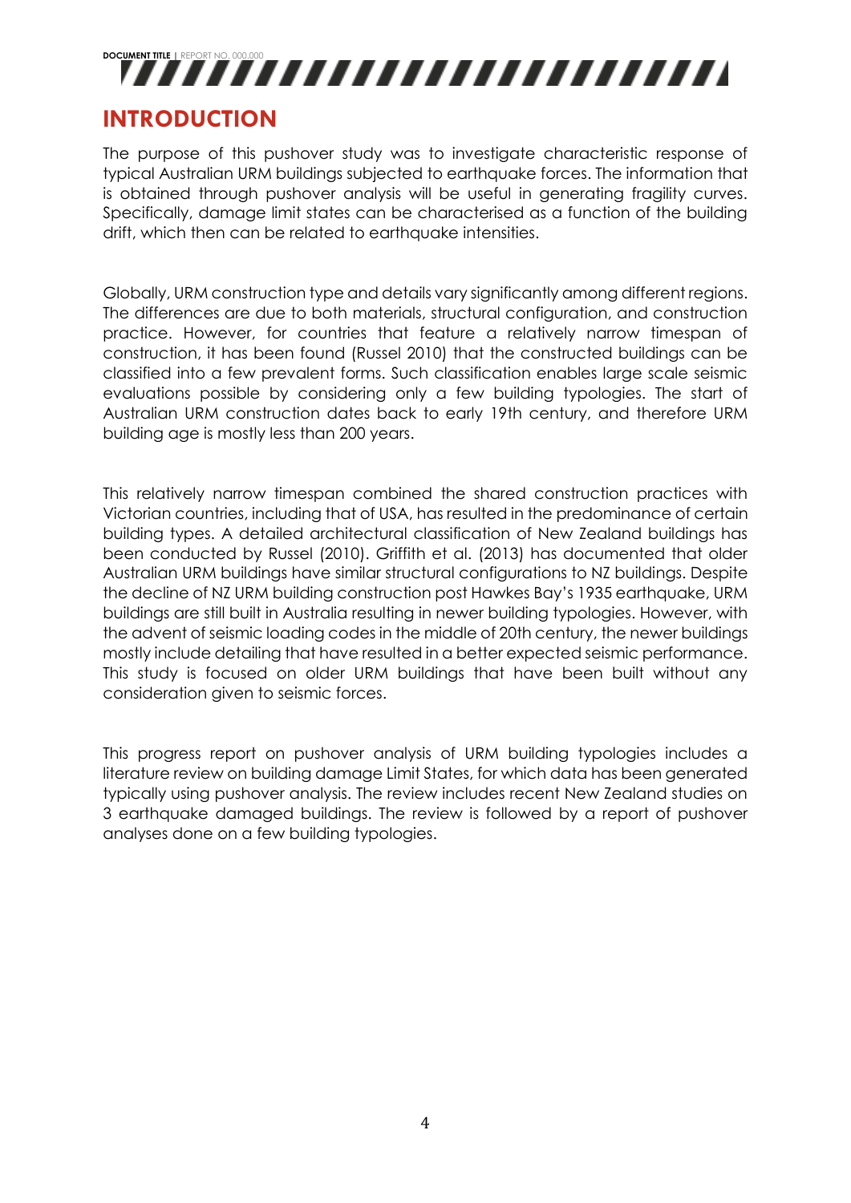# INTRODUCTION

The purpose of this pushover study was to investigate characteristic response of typical Australian URM buildings subjected to earthquake forces. The information that is obtained through pushover analysis will be useful in generating fragility curves. Specifically, damage limit states can be characterised as a function of the building drift, which then can be related to earthquake intensities.

Globally, URM construction type and details vary significantly among different regions. The differences are due to both materials, structural configuration, and construction practice. However, for countries that feature a relatively narrow timespan of construction, it has been found (Russel 2010) that the constructed buildings can be classified into a few prevalent forms. Such classification enables large scale seismic evaluations possible by considering only a few building typologies. The start of Australian URM construction dates back to early 19th century, and therefore URM building age is mostly less than 200 years.

This relatively narrow timespan combined the shared construction practices with Victorian countries, including that of USA, has resulted in the predominance of certain building types. A detailed architectural classification of New Zealand buildings has been conducted by Russel (2010). Griffith et al. (2013) has documented that older Australian URM buildings have similar structural configurations to NZ buildings. Despite the decline of NZ URM building construction post Hawkes Bay's 1935 earthquake, URM buildings are still built in Australia resulting in newer building typologies. However, with the advent of seismic loading codes in the middle of 20th century, the newer buildings mostly include detailing that have resulted in a better expected seismic performance. This study is focused on older URM buildings that have been built without any consideration given to seismic forces.

This progress report on pushover analysis of URM building typologies includes a literature review on building damage Limit States, for which data has been generated typically using pushover analysis. The review includes recent New Zealand studies on 3 earthquake damaged buildings. The review is followed by a report of pushover analyses done on a few building typologies.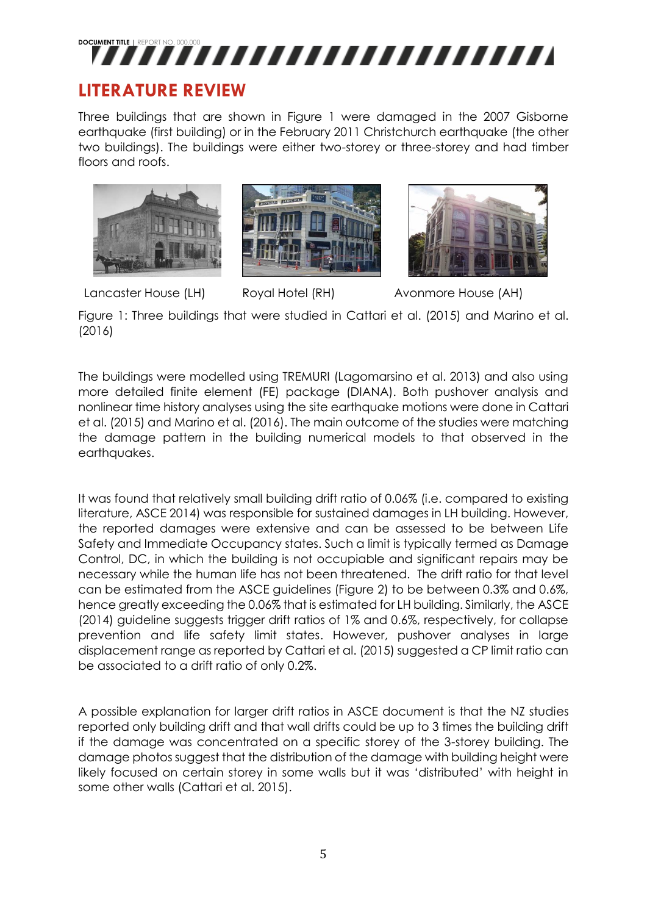## LITERATURE REVIEW

Three buildings that are shown in Figure 1 were damaged in the 2007 Gisborne earthquake (first building) or in the February 2011 Christchurch earthquake (the other two buildings). The buildings were either two-storey or three-storey and had timber floors and roofs.

Lancaster House (LH) Royal Hotel (RH) Avonmore House (AH)

Figure 1: Three buildings that were studied in Cattari et al. (2015) and Marino et al. (2016)

The buildings were modelled using TREMURI (Lagomarsino et al. 2013) and also using more detailed finite element (FE) package (DIANA). Both pushover analysis and nonlinear time history analyses using the site earthquake motions were done in Cattari et al. (2015) and Marino et al. (2016). The main outcome of the studies were matching the damage pattern in the building numerical models to that observed in the earthquakes.

It was found that relatively small building drift ratio of 0.06% (i.e. compared to existing literature, ASCE 2014) was responsible for sustained damages in LH building. However, the reported damages were extensive and can be assessed to be between Life Safety and Immediate Occupancy states. Such a limit is typically termed as Damage Control, DC, in which the building is not occupiable and significant repairs may be necessary while the human life has not been threatened. The drift ratio for that level can be estimated from the ASCE guidelines (Figure 2) to be between 0.3% and 0.6%, hence greatly exceeding the 0.06% that is estimated for LH building. Similarly, the ASCE (2014) guideline suggests trigger drift ratios of 1% and 0.6%, respectively, for collapse prevention and life safety limit states. However, pushover analyses in large displacement range as reported by Cattari et al. (2015) suggested a CP limit ratio can be associated to a drift ratio of only 0.2%.

A possible explanation for larger drift ratios in ASCE document is that the NZ studies reported only building drift and that wall drifts could be up to 3 times the building drift if the damage was concentrated on a specific storey of the 3-storey building. The damage photos suggest that the distribution of the damage with building height were likely focused on certain storey in some walls but it was 'distributed' with height in some other walls (Cattari et al. 2015).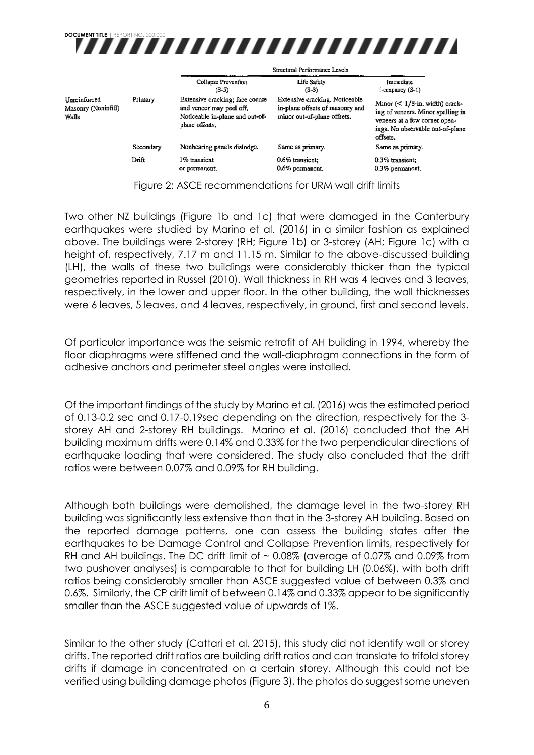| | | Structural Performance Levels | | |
|---|---|---|---|---|
| | | Collapse Prevention (S-5) | Life Safety (S-3) | Immediate Occupancy (S-1) |
| Unreinforced Masonry (Noninfill) Walls | Primary | Extensive cracking; face course and veneer may peel off. Noticeable in-plane and out-of-plane offsets. | Extensive cracking. Noticeable in-plane offsets of masonry and minor out-of-plane offsets. | Minor (< 1/8-in. width) cracking of veneers. Minor spalling in veneers at a few corner openings. No observable out-of-plane offsets. |
| | Secondary | Nonbearing panels dislodge. | Same as primary. | Same as primary. |
| | Drift | 1% transient or permanent. | 0.6% transient; 0.6% permanent. | 0.3% transient; 0.3% permanent. |

Figure 2: ASCE recommendations for URM wall drift limits

Two other NZ buildings (Figure 1b and 1c) that were damaged in the Canterbury earthquakes were studied by Marino et al. (2016) in a similar fashion as explained above. The buildings were 2-storey (RH; Figure 1b) or 3-storey (AH; Figure 1c) with a height of, respectively, 7.17 m and 11.15 m. Similar to the above-discussed building (LH), the walls of these two buildings were considerably thicker than the typical geometries reported in Russel (2010). Wall thickness in RH was 4 leaves and 3 leaves, respectively, in the lower and upper floor. In the other building, the wall thicknesses were 6 leaves, 5 leaves, and 4 leaves, respectively, in ground, first and second levels.

Of particular importance was the seismic retrofit of AH building in 1994, whereby the floor diaphragms were stiffened and the wall-diaphragm connections in the form of adhesive anchors and perimeter steel angles were installed.

Of the important findings of the study by Marino et al. (2016) was the estimated period of 0.13-0.2 sec and 0.17-0.19sec depending on the direction, respectively for the 3-storey AH and 2-storey RH buildings. Marino et al. (2016) concluded that the AH building maximum drifts were 0.14% and 0.33% for the two perpendicular directions of earthquake loading that were considered. The study also concluded that the drift ratios were between 0.07% and 0.09% for RH building.

Although both buildings were demolished, the damage level in the two-storey RH building was significantly less extensive than that in the 3-storey AH building. Based on the reported damage patterns, one can assess the building states after the earthquakes to be Damage Control and Collapse Prevention limits, respectively for RH and AH buildings. The DC drift limit of ~ 0.08% (average of 0.07% and 0.09% from two pushover analyses) is comparable to that for building LH (0.06%), with both drift ratios being considerably smaller than ASCE suggested value of between 0.3% and 0.6%. Similarly, the CP drift limit of between 0.14% and 0.33% appear to be significantly smaller than the ASCE suggested value of upwards of 1%.

Similar to the other study (Cattari et al. 2015), this study did not identify wall or storey drifts. The reported drift ratios are building drift ratios and can translate to trifold storey drifts if damage in concentrated on a certain storey. Although this could not be verified using building damage photos (Figure 3), the photos do suggest some uneven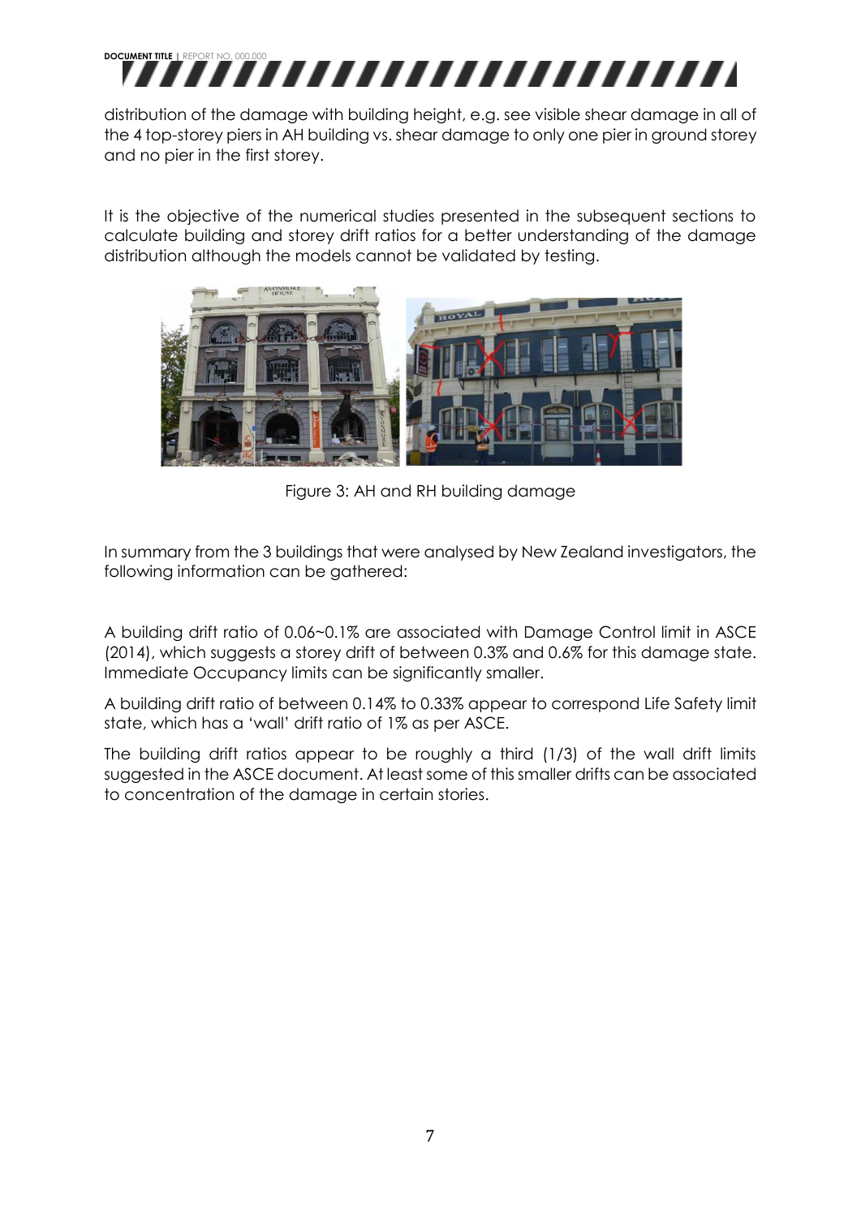distribution of the damage with building height, e.g. see visible shear damage in all of the 4 top-storey piers in AH building vs. shear damage to only one pier in ground storey and no pier in the first storey.

It is the objective of the numerical studies presented in the subsequent sections to calculate building and storey drift ratios for a better understanding of the damage distribution although the models cannot be validated by testing.

Figure 3: AH and RH building damage

In summary from the 3 buildings that were analysed by New Zealand investigators, the following information can be gathered:

A building drift ratio of 0.06~0.1% are associated with Damage Control limit in ASCE (2014), which suggests a storey drift of between 0.3% and 0.6% for this damage state. Immediate Occupancy limits can be significantly smaller.

A building drift ratio of between 0.14% to 0.33% appear to correspond Life Safety limit state, which has a 'wall' drift ratio of 1% as per ASCE.

The building drift ratios appear to be roughly a third (1/3) of the wall drift limits suggested in the ASCE document. At least some of this smaller drifts can be associated to concentration of the damage in certain stories.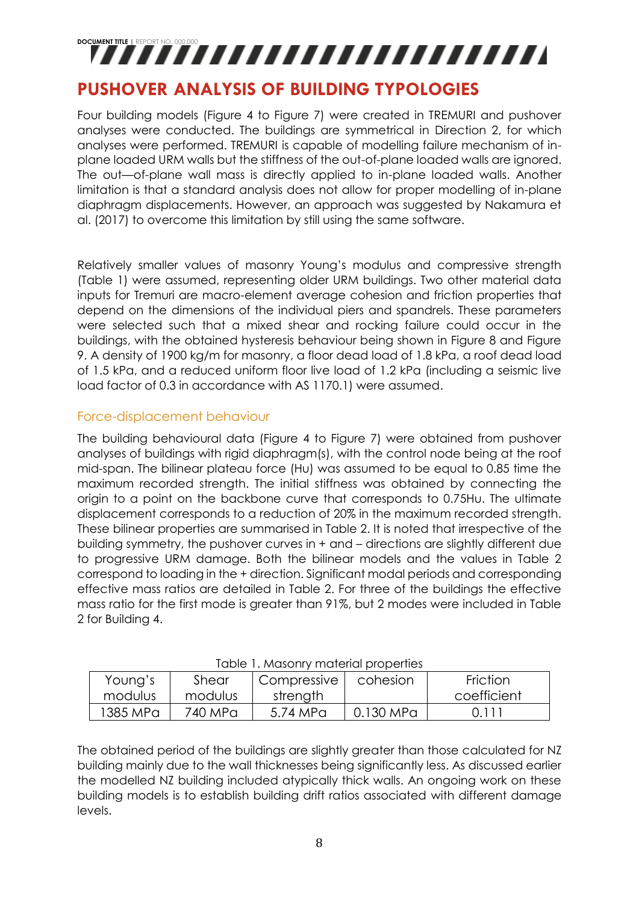# PUSHOVER ANALYSIS OF BUILDING TYPOLOGIES

Four building models (Figure 4 to Figure 7) were created in TREMURI and pushover analyses were conducted. The buildings are symmetrical in Direction 2, for which analyses were performed. TREMURI is capable of modelling failure mechanism of in-plane loaded URM walls but the stiffness of the out-of-plane loaded walls are ignored. The out—of-plane wall mass is directly applied to in-plane loaded walls. Another limitation is that a standard analysis does not allow for proper modelling of in-plane diaphragm displacements. However, an approach was suggested by Nakamura et al. (2017) to overcome this limitation by still using the same software.

Relatively smaller values of masonry Young's modulus and compressive strength (Table 1) were assumed, representing older URM buildings. Two other material data inputs for Tremuri are macro-element average cohesion and friction properties that depend on the dimensions of the individual piers and spandrels. These parameters were selected such that a mixed shear and rocking failure could occur in the buildings, with the obtained hysteresis behaviour being shown in Figure 8 and Figure 9. A density of 1900 kg/m for masonry, a floor dead load of 1.8 kPa, a roof dead load of 1.5 kPa, and a reduced uniform floor live load of 1.2 kPa (including a seismic live load factor of 0.3 in accordance with AS 1170.1) were assumed.

## Force-displacement behaviour

The building behavioural data (Figure 4 to Figure 7) were obtained from pushover analyses of buildings with rigid diaphragm(s), with the control node being at the roof mid-span. The bilinear plateau force (Hu) was assumed to be equal to 0.85 time the maximum recorded strength. The initial stiffness was obtained by connecting the origin to a point on the backbone curve that corresponds to 0.75Hu. The ultimate displacement corresponds to a reduction of 20% in the maximum recorded strength. These bilinear properties are summarised in Table 2. It is noted that irrespective of the building symmetry, the pushover curves in + and – directions are slightly different due to progressive URM damage. Both the bilinear models and the values in Table 2 correspond to loading in the + direction. Significant modal periods and corresponding effective mass ratios are detailed in Table 2. For three of the buildings the effective mass ratio for the first mode is greater than 91%, but 2 modes were included in Table 2 for Building 4.

Table 1. Masonry material properties

| Young's modulus | Shear modulus | Compressive strength | cohesion | Friction coefficient |
|---|---|---|---|---|
| 1385 MPa | 740 MPa | 5.74 MPa | 0.130 MPa | 0.111 |

The obtained period of the buildings are slightly greater than those calculated for NZ building mainly due to the wall thicknesses being significantly less. As discussed earlier the modelled NZ building included atypically thick walls. An ongoing work on these building models is to establish building drift ratios associated with different damage levels.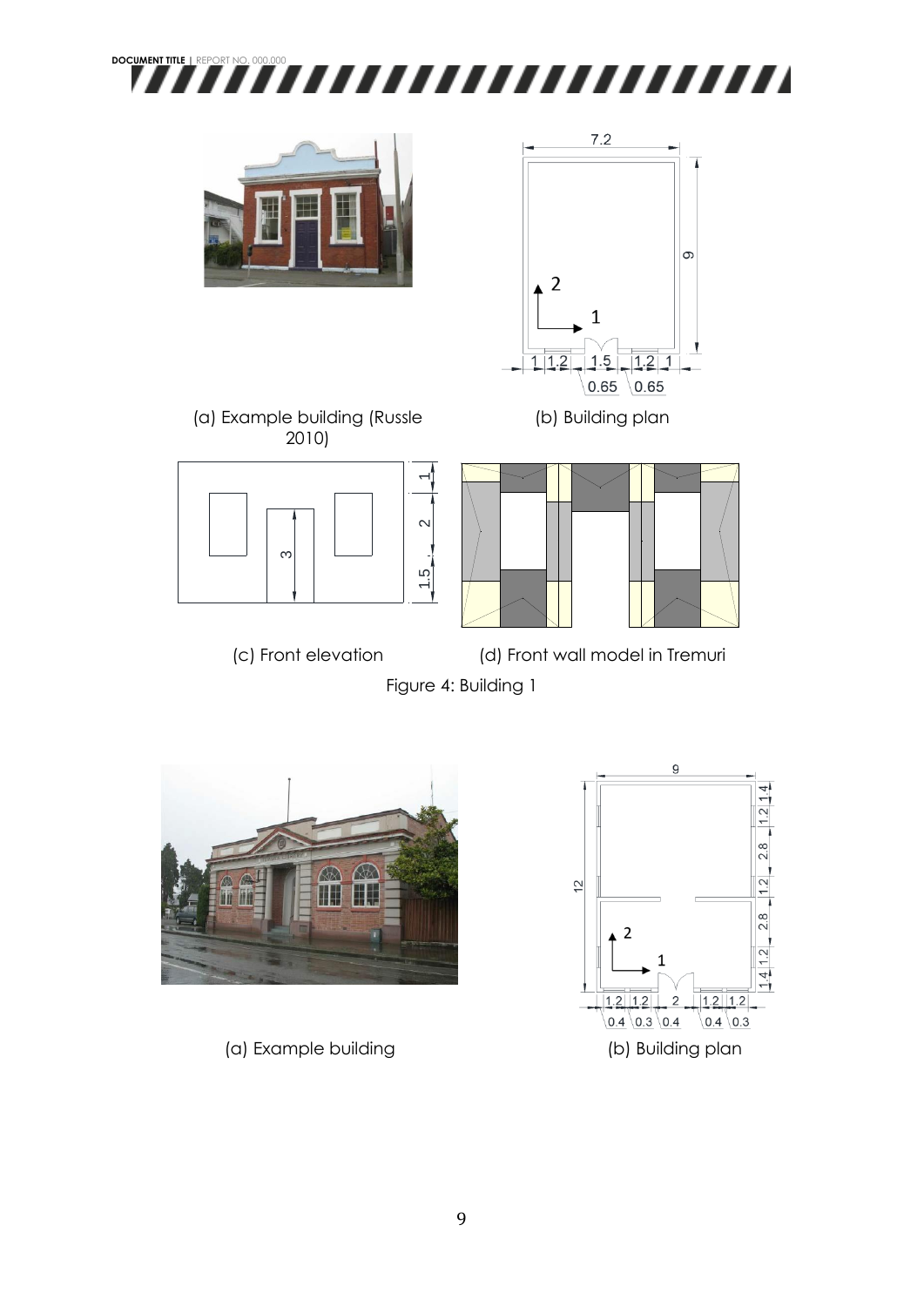(a) Example building (Russle 2010)

7.2

9

2

1

1 1.2 1.5 1.2 1

0.65 0.65

(b) Building plan

1

2

3

1.5

(c) Front elevation

(d) Front wall model in Tremuri

Figure 4: Building 1

(a) Example building

9

12

1.4 1.2 2.8 1.2 2.8 1.2 1.4

2

1

1.2 1.2 2 1.2 1.2

0.4 0.3 0.4 0.4 0.3

(b) Building plan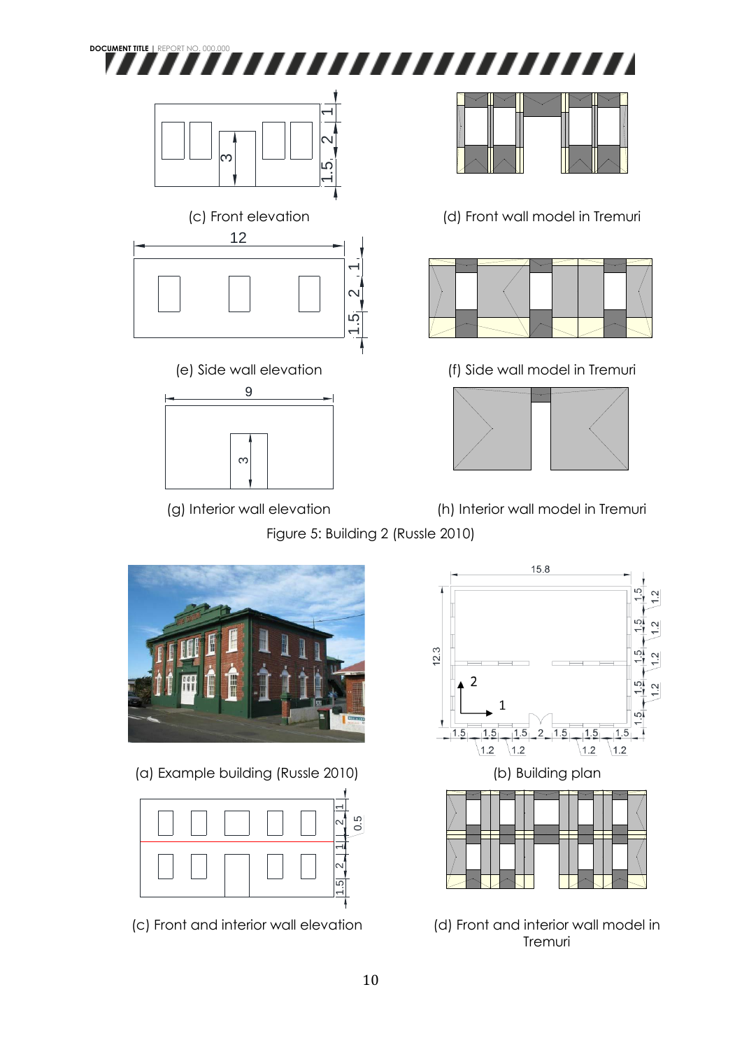1
2
1.5
3

(c) Front elevation

(d) Front wall model in Tremuri

12
1
2
1.5

(e) Side wall elevation

(f) Side wall model in Tremuri

9
3

(g) Interior wall elevation

(h) Interior wall model in Tremuri

Figure 5: Building 2 (Russle 2010)

(a) Example building (Russle 2010)

15.8
12.3
2
1
1.5 1.2 1.5 1.2 1.5 1.2 1.5 1.2 1.5
1.5 1.5 1.5 2 1.5 1.5 1.5
1.2 1.2 1.2 1.2

(b) Building plan

1
2
0.5
1
2
1.5

(c) Front and interior wall elevation

(d) Front and interior wall model in Tremuri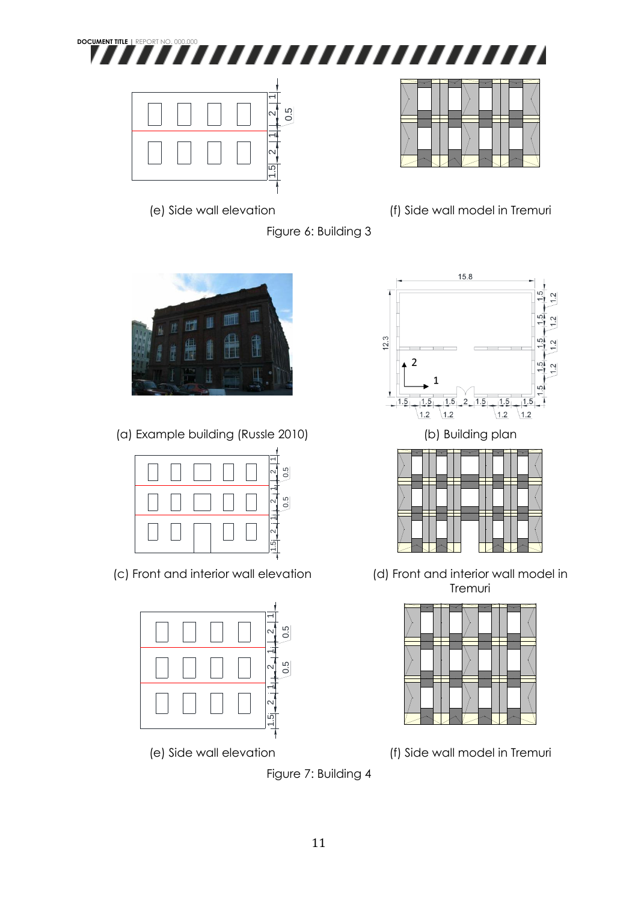(e) Side wall elevation

(f) Side wall model in Tremuri

Figure 6: Building 3

(a) Example building (Russle 2010)

(b) Building plan

(c) Front and interior wall elevation

(d) Front and interior wall model in Tremuri

(e) Side wall elevation

(f) Side wall model in Tremuri

Figure 7: Building 4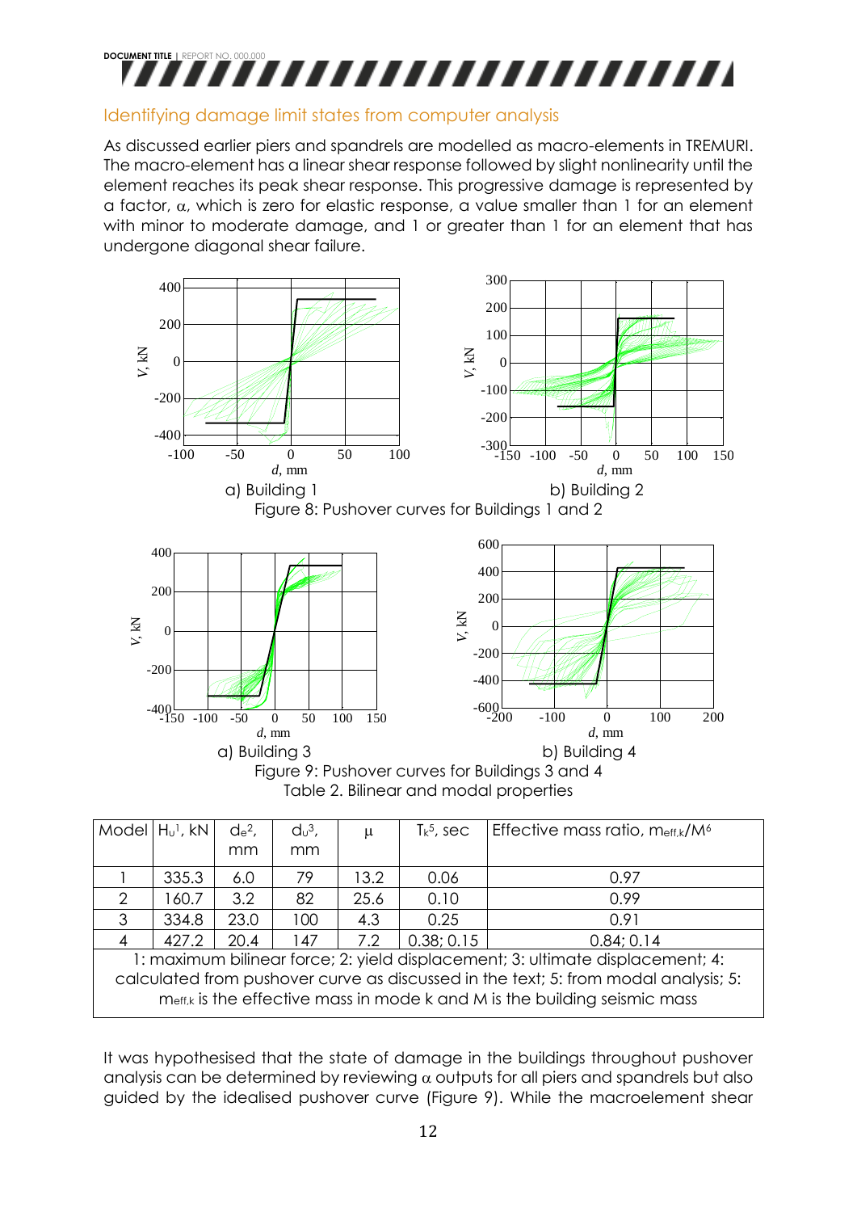## Identifying damage limit states from computer analysis

As discussed earlier piers and spandrels are modelled as macro-elements in TREMURI. The macro-element has a linear shear response followed by slight nonlinearity until the element reaches its peak shear response. This progressive damage is represented by a factor, $\alpha$, which is zero for elastic response, a value smaller than 1 for an element with minor to moderate damage, and 1 or greater than 1 for an element that has undergone diagonal shear failure.

400
200
0
-200
-400
-100 -50 0 50 100
$V$, kN
$d$, mm

a) Building 1

300
200
100
0
-100
-200
-300
-150 -100 -50 0 50 100 150
$V$, kN
$d$, mm

b) Building 2

Figure 8: Pushover curves for Buildings 1 and 2

400
200
0
-200
-400
-150 -100 -50 0 50 100 150
$V$, kN
$d$, mm

a) Building 3

600
400
200
0
-200
-400
-600
-200 -100 0 100 200
$V$, kN
$d$, mm

b) Building 4

Figure 9: Pushover curves for Buildings 3 and 4

Table 2. Bilinear and modal properties

| Model | $H_u$[1], kN | $d_e$[2], mm | $d_u$[3], mm | $\mu$ | $T_k$[5], sec | Effective mass ratio, $m_{eff,k}/M$[6] |
|---|---|---|---|---|---|---|
| 1 | 335.3 | 6.0 | 79 | 13.2 | 0.06 | 0.97 |
| 2 | 160.7 | 3.2 | 82 | 25.6 | 0.10 | 0.99 |
| 3 | 334.8 | 23.0 | 100 | 4.3 | 0.25 | 0.91 |
| 4 | 427.2 | 20.4 | 147 | 7.2 | 0.38; 0.15 | 0.84; 0.14 |

1: maximum bilinear force; 2: yield displacement; 3: ultimate displacement; 4: calculated from pushover curve as discussed in the text; 5: from modal analysis; 5: $m_{eff,k}$ is the effective mass in mode k and M is the building seismic mass

It was hypothesised that the state of damage in the buildings throughout pushover analysis can be determined by reviewing $\alpha$ outputs for all piers and spandrels but also guided by the idealised pushover curve (Figure 9). While the macroelement shear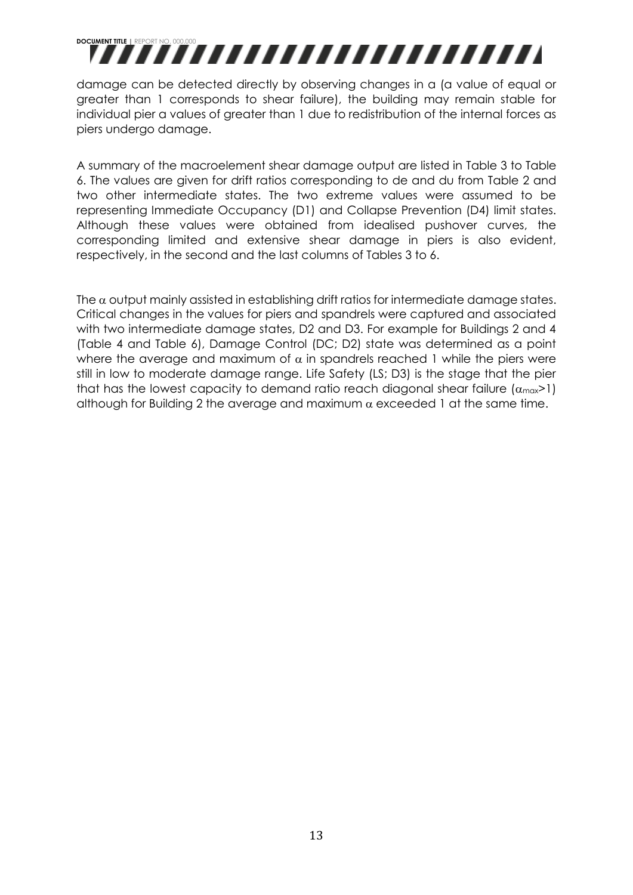damage can be detected directly by observing changes in a (a value of equal or greater than 1 corresponds to shear failure), the building may remain stable for individual pier a values of greater than 1 due to redistribution of the internal forces as piers undergo damage.

A summary of the macroelement shear damage output are listed in Table 3 to Table 6. The values are given for drift ratios corresponding to de and du from Table 2 and two other intermediate states. The two extreme values were assumed to be representing Immediate Occupancy (D1) and Collapse Prevention (D4) limit states. Although these values were obtained from idealised pushover curves, the corresponding limited and extensive shear damage in piers is also evident, respectively, in the second and the last columns of Tables 3 to 6.

The $\alpha$ output mainly assisted in establishing drift ratios for intermediate damage states. Critical changes in the values for piers and spandrels were captured and associated with two intermediate damage states, D2 and D3. For example for Buildings 2 and 4 (Table 4 and Table 6), Damage Control (DC; D2) state was determined as a point where the average and maximum of $\alpha$ in spandrels reached 1 while the piers were still in low to moderate damage range. Life Safety (LS; D3) is the stage that the pier that has the lowest capacity to demand ratio reach diagonal shear failure ($\alpha_{max}$>1) although for Building 2 the average and maximum $\alpha$ exceeded 1 at the same time.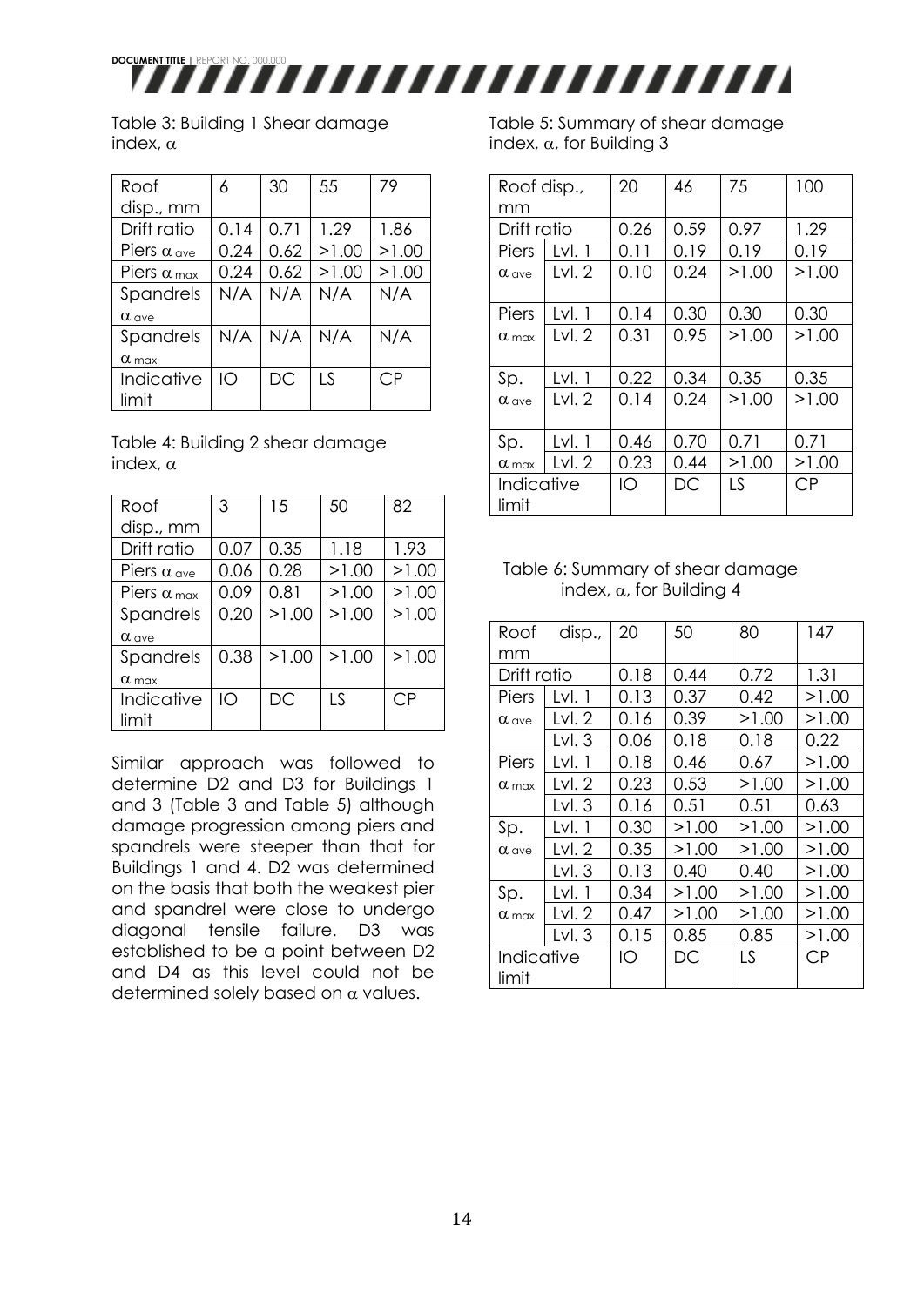Table 3: Building 1 Shear damage index, $\alpha$

| | | | | |
|---|---|---|---|---|
| Roof disp., mm | 6 | 30 | 55 | 79 |
| Drift ratio | 0.14 | 0.71 | 1.29 | 1.86 |
| Piers $\alpha_{ave}$ | 0.24 | 0.62 | >1.00 | >1.00 |
| Piers $\alpha_{max}$ | 0.24 | 0.62 | >1.00 | >1.00 |
| Spandrels $\alpha_{ave}$ | N/A | N/A | N/A | N/A |
| Spandrels $\alpha_{max}$ | N/A | N/A | N/A | N/A |
| Indicative limit | IO | DC | LS | CP |

Table 4: Building 2 shear damage index, $\alpha$

| | | | | |
|---|---|---|---|---|
| Roof disp., mm | 3 | 15 | 50 | 82 |
| Drift ratio | 0.07 | 0.35 | 1.18 | 1.93 |
| Piers $\alpha_{ave}$ | 0.06 | 0.28 | >1.00 | >1.00 |
| Piers $\alpha_{max}$ | 0.09 | 0.81 | >1.00 | >1.00 |
| Spandrels $\alpha_{ave}$ | 0.20 | >1.00 | >1.00 | >1.00 |
| Spandrels $\alpha_{max}$ | 0.38 | >1.00 | >1.00 | >1.00 |
| Indicative limit | IO | DC | LS | CP |

Similar approach was followed to determine D2 and D3 for Buildings 1 and 3 (Table 3 and Table 5) although damage progression among piers and spandrels were steeper than that for Buildings 1 and 4. D2 was determined on the basis that both the weakest pier and spandrel were close to undergo diagonal tensile failure. D3 was established to be a point between D2 and D4 as this level could not be determined solely based on $\alpha$ values.

Table 5: Summary of shear damage index, $\alpha$, for Building 3

| | | | | | |
|---|---|---|---|---|---|
| Roof disp., mm | | 20 | 46 | 75 | 100 |
| Drift ratio | | 0.26 | 0.59 | 0.97 | 1.29 |
| Piers $\alpha_{ave}$ | Lvl. 1 | 0.11 | 0.19 | 0.19 | 0.19 |
| | Lvl. 2 | 0.10 | 0.24 | >1.00 | >1.00 |
| Piers $\alpha_{max}$ | Lvl. 1 | 0.14 | 0.30 | 0.30 | 0.30 |
| | Lvl. 2 | 0.31 | 0.95 | >1.00 | >1.00 |
| Sp. $\alpha_{ave}$ | Lvl. 1 | 0.22 | 0.34 | 0.35 | 0.35 |
| | Lvl. 2 | 0.14 | 0.24 | >1.00 | >1.00 |
| Sp. $\alpha_{max}$ | Lvl. 1 | 0.46 | 0.70 | 0.71 | 0.71 |
| | Lvl. 2 | 0.23 | 0.44 | >1.00 | >1.00 |
| Indicative limit | | IO | DC | LS | CP |

Table 6: Summary of shear damage index, $\alpha$, for Building 4

| | | | | | |
|---|---|---|---|---|---|
| Roof disp., mm | | 20 | 50 | 80 | 147 |
| Drift ratio | | 0.18 | 0.44 | 0.72 | 1.31 |
| Piers $\alpha_{ave}$ | Lvl. 1 | 0.13 | 0.37 | 0.42 | >1.00 |
| | Lvl. 2 | 0.16 | 0.39 | >1.00 | >1.00 |
| | Lvl. 3 | 0.06 | 0.18 | 0.18 | 0.22 |
| Piers $\alpha_{max}$ | Lvl. 1 | 0.18 | 0.46 | 0.67 | >1.00 |
| | Lvl. 2 | 0.23 | 0.53 | >1.00 | >1.00 |
| | Lvl. 3 | 0.16 | 0.51 | 0.51 | 0.63 |
| Sp. $\alpha_{ave}$ | Lvl. 1 | 0.30 | >1.00 | >1.00 | >1.00 |
| | Lvl. 2 | 0.35 | >1.00 | >1.00 | >1.00 |
| | Lvl. 3 | 0.13 | 0.40 | 0.40 | >1.00 |
| Sp. $\alpha_{max}$ | Lvl. 1 | 0.34 | >1.00 | >1.00 | >1.00 |
| | Lvl. 2 | 0.47 | >1.00 | >1.00 | >1.00 |
| | Lvl. 3 | 0.15 | 0.85 | 0.85 | >1.00 |
| Indicative limit | | IO | DC | LS | CP |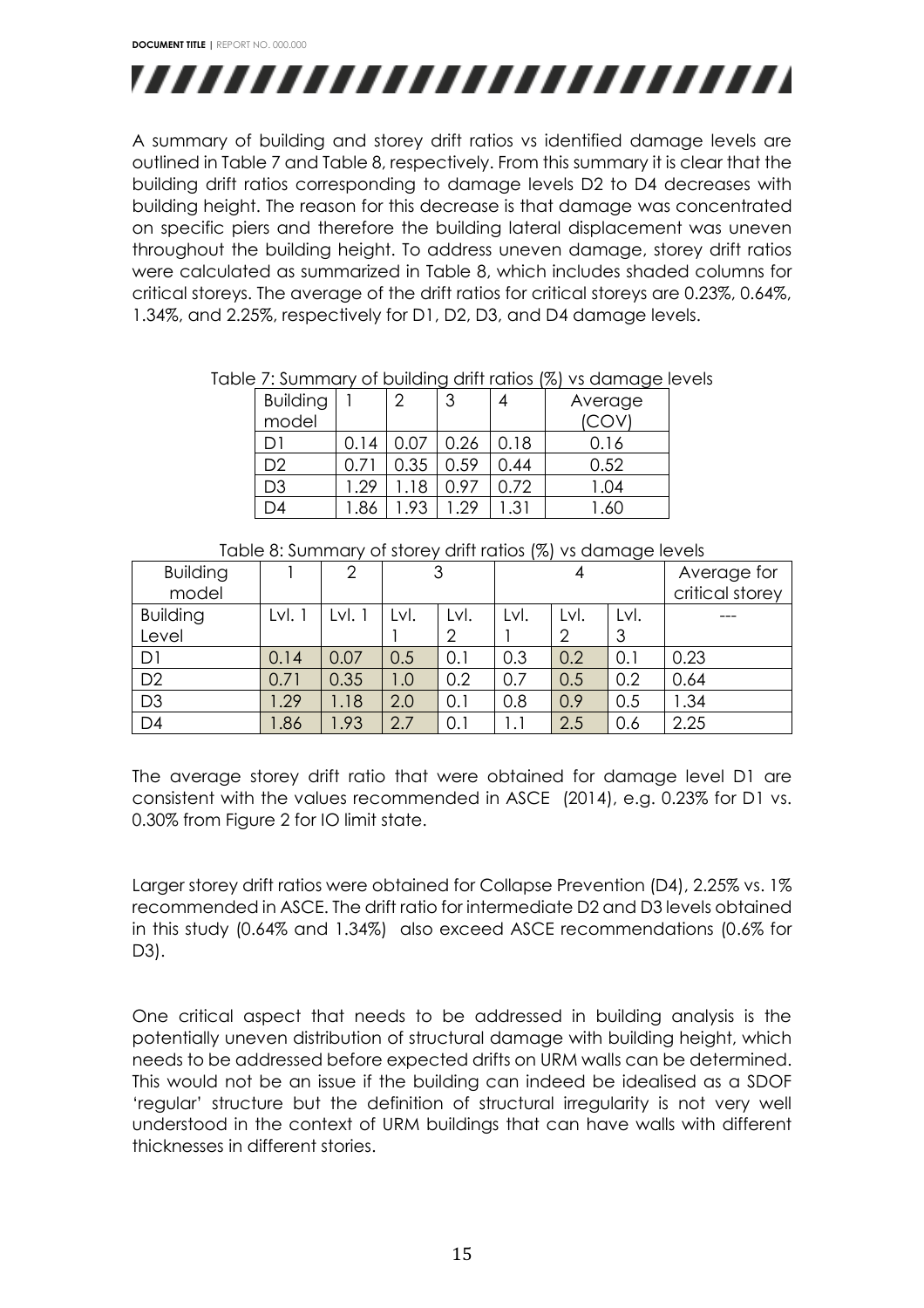A summary of building and storey drift ratios vs identified damage levels are outlined in Table 7 and Table 8, respectively. From this summary it is clear that the building drift ratios corresponding to damage levels D2 to D4 decreases with building height. The reason for this decrease is that damage was concentrated on specific piers and therefore the building lateral displacement was uneven throughout the building height. To address uneven damage, storey drift ratios were calculated as summarized in Table 8, which includes shaded columns for critical storeys. The average of the drift ratios for critical storeys are 0.23%, 0.64%, 1.34%, and 2.25%, respectively for D1, D2, D3, and D4 damage levels.

Table 7: Summary of building drift ratios (%) vs damage levels

| Building model | 1 | 2 | 3 | 4 | Average (COV) |
|---|---|---|---|---|---|
| D1 | 0.14 | 0.07 | 0.26 | 0.18 | 0.16 |
| D2 | 0.71 | 0.35 | 0.59 | 0.44 | 0.52 |
| D3 | 1.29 | 1.18 | 0.97 | 0.72 | 1.04 |
| D4 | 1.86 | 1.93 | 1.29 | 1.31 | 1.60 |

Table 8: Summary of storey drift ratios (%) vs damage levels

| Building model | 1 | 2 | 3 | | 4 | | | Average for critical storey |
|---|---|---|---|---|---|---|---|---|
| Building Level | Lvl. 1 | Lvl. 1 | Lvl. 1 | Lvl. 2 | Lvl. 1 | Lvl. 2 | Lvl. 3 | --- |
| D1 | 0.14 | 0.07 | 0.5 | 0.1 | 0.3 | 0.2 | 0.1 | 0.23 |
| D2 | 0.71 | 0.35 | 1.0 | 0.2 | 0.7 | 0.5 | 0.2 | 0.64 |
| D3 | 1.29 | 1.18 | 2.0 | 0.1 | 0.8 | 0.9 | 0.5 | 1.34 |
| D4 | 1.86 | 1.93 | 2.7 | 0.1 | 1.1 | 2.5 | 0.6 | 2.25 |

The average storey drift ratio that were obtained for damage level D1 are consistent with the values recommended in ASCE (2014), e.g. 0.23% for D1 vs. 0.30% from Figure 2 for IO limit state.

Larger storey drift ratios were obtained for Collapse Prevention (D4), 2.25% vs. 1% recommended in ASCE. The drift ratio for intermediate D2 and D3 levels obtained in this study (0.64% and 1.34%) also exceed ASCE recommendations (0.6% for D3).

One critical aspect that needs to be addressed in building analysis is the potentially uneven distribution of structural damage with building height, which needs to be addressed before expected drifts on URM walls can be determined. This would not be an issue if the building can indeed be idealised as a SDOF 'regular' structure but the definition of structural irregularity is not very well understood in the context of URM buildings that can have walls with different thicknesses in different stories.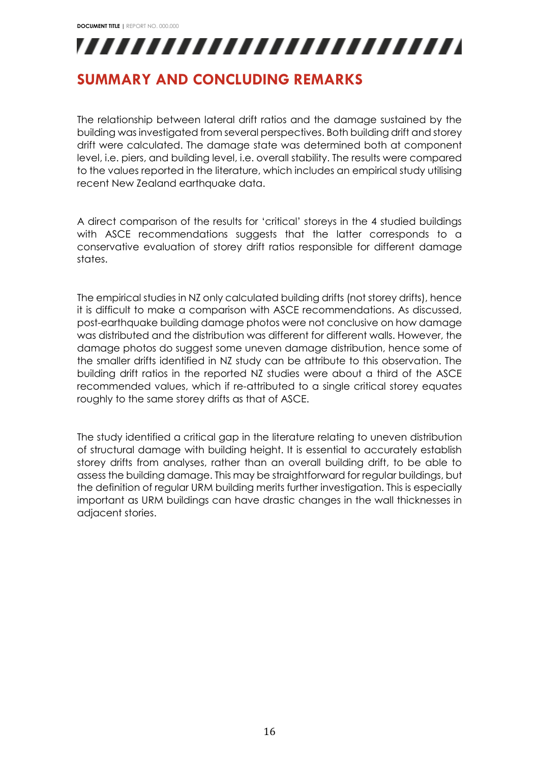# SUMMARY AND CONCLUDING REMARKS

The relationship between lateral drift ratios and the damage sustained by the building was investigated from several perspectives. Both building drift and storey drift were calculated. The damage state was determined both at component level, i.e. piers, and building level, i.e. overall stability. The results were compared to the values reported in the literature, which includes an empirical study utilising recent New Zealand earthquake data.

A direct comparison of the results for 'critical' storeys in the 4 studied buildings with ASCE recommendations suggests that the latter corresponds to a conservative evaluation of storey drift ratios responsible for different damage states.

The empirical studies in NZ only calculated building drifts (not storey drifts), hence it is difficult to make a comparison with ASCE recommendations. As discussed, post-earthquake building damage photos were not conclusive on how damage was distributed and the distribution was different for different walls. However, the damage photos do suggest some uneven damage distribution, hence some of the smaller drifts identified in NZ study can be attribute to this observation. The building drift ratios in the reported NZ studies were about a third of the ASCE recommended values, which if re-attributed to a single critical storey equates roughly to the same storey drifts as that of ASCE.

The study identified a critical gap in the literature relating to uneven distribution of structural damage with building height. It is essential to accurately establish storey drifts from analyses, rather than an overall building drift, to be able to assess the building damage. This may be straightforward for regular buildings, but the definition of regular URM building merits further investigation. This is especially important as URM buildings can have drastic changes in the wall thicknesses in adjacent stories.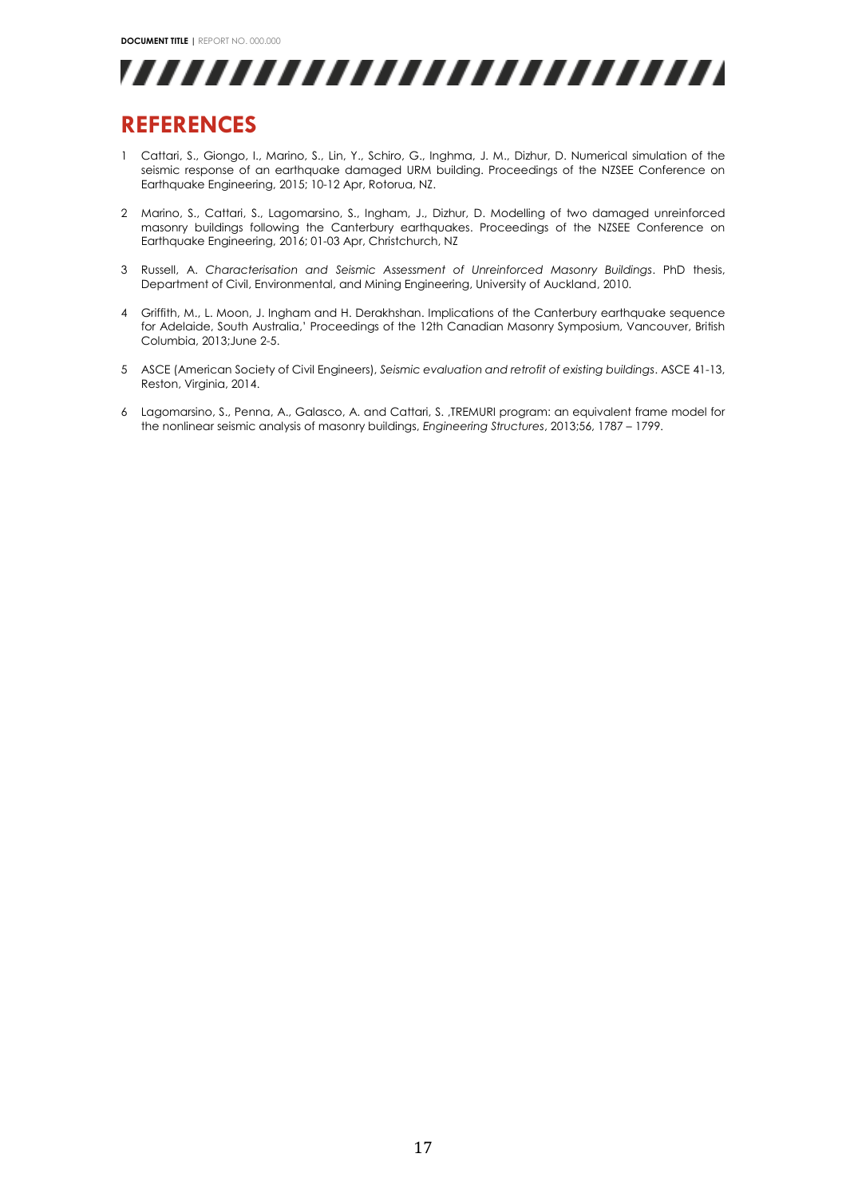# REFERENCES

1 Cattari, S., Giongo, I., Marino, S., Lin, Y., Schiro, G., Inghma, J. M., Dizhur, D. Numerical simulation of the seismic response of an earthquake damaged URM building. Proceedings of the NZSEE Conference on Earthquake Engineering, 2015; 10-12 Apr, Rotorua, NZ.

2 Marino, S., Cattari, S., Lagomarsino, S., Ingham, J., Dizhur, D. Modelling of two damaged unreinforced masonry buildings following the Canterbury earthquakes. Proceedings of the NZSEE Conference on Earthquake Engineering, 2016; 01-03 Apr, Christchurch, NZ

3 Russell, A. *Characterisation and Seismic Assessment of Unreinforced Masonry Buildings*. PhD thesis, Department of Civil, Environmental, and Mining Engineering, University of Auckland, 2010.

4 Griffith, M., L. Moon, J. Ingham and H. Derakhshan. Implications of the Canterbury earthquake sequence for Adelaide, South Australia,' Proceedings of the 12th Canadian Masonry Symposium, Vancouver, British Columbia, 2013;June 2-5.

5 ASCE (American Society of Civil Engineers), *Seismic evaluation and retrofit of existing buildings*. ASCE 41-13, Reston, Virginia, 2014.

6 Lagomarsino, S., Penna, A., Galasco, A. and Cattari, S. ,TREMURI program: an equivalent frame model for the nonlinear seismic analysis of masonry buildings, *Engineering Structures*, 2013;56, 1787 – 1799.